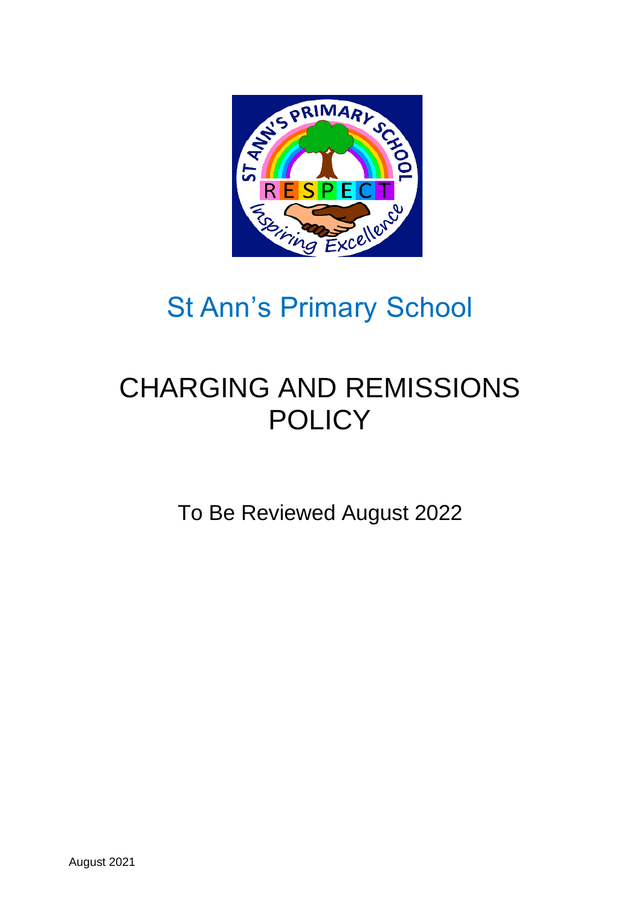# St Ann's Primary School

# CHARGING AND REMISSIONS POLICY

To Be Reviewed August 2022

August 2021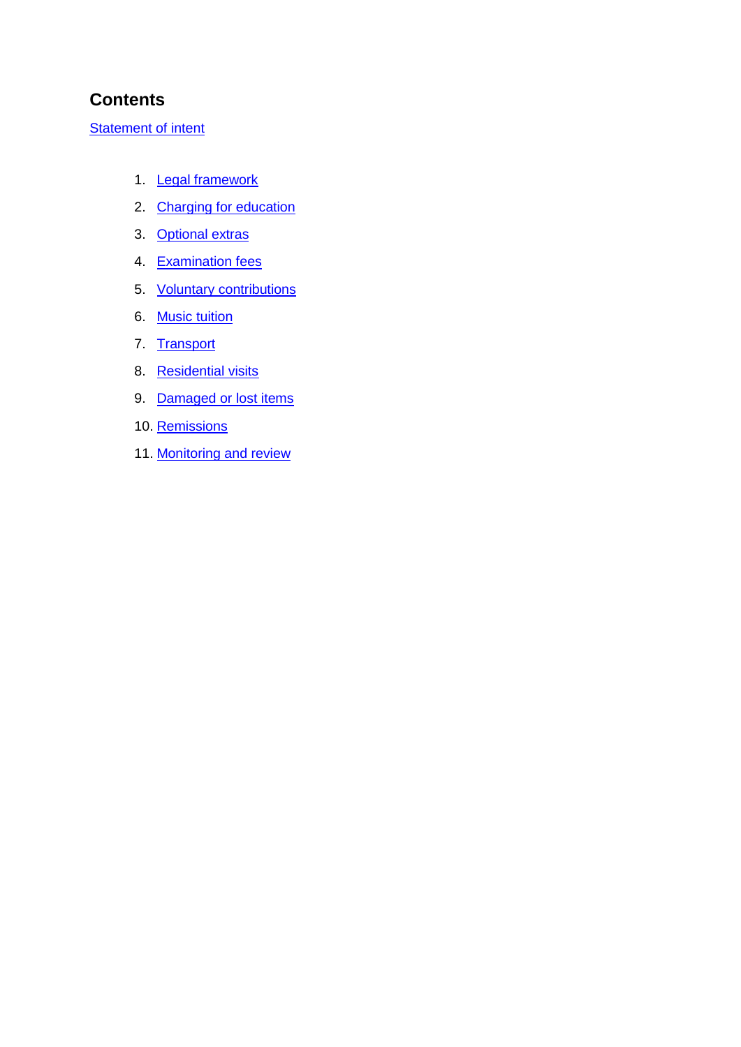## Contents

Statement of intent

1. Legal framework
2. Charging for education
3. Optional extras
4. Examination fees
5. Voluntary contributions
6. Music tuition
7. Transport
8. Residential visits
9. Damaged or lost items
10. Remissions
11. Monitoring and review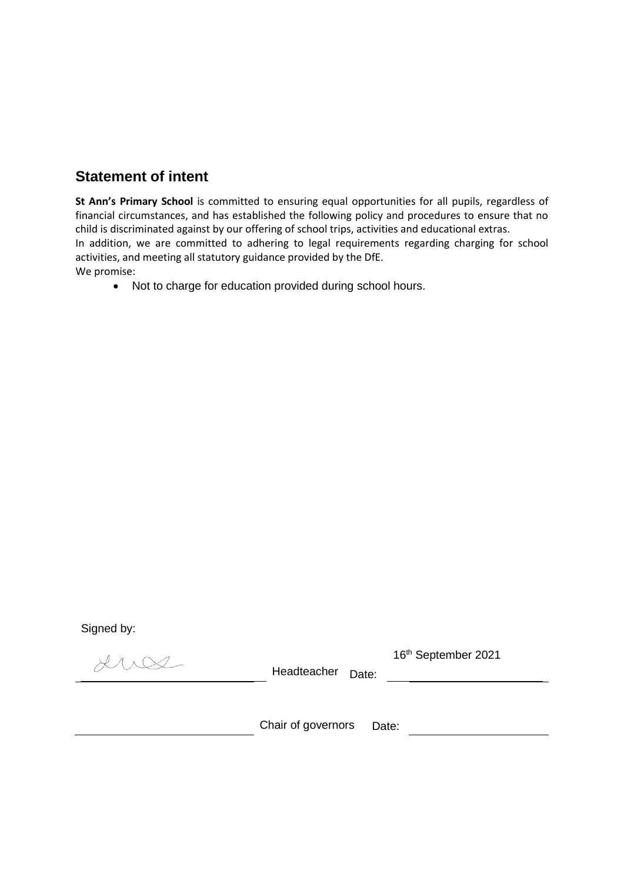## Statement of intent

**St Ann's Primary School** is committed to ensuring equal opportunities for all pupils, regardless of financial circumstances, and has established the following policy and procedures to ensure that no child is discriminated against by our offering of school trips, activities and educational extras.

In addition, we are committed to adhering to legal requirements regarding charging for school activities, and meeting all statutory guidance provided by the DfE.

We promise:

- Not to charge for education provided during school hours.

Signed by:

| | | | |
|---|---|---|---|
| | Headteacher | Date: | 16th September 2021 |
| | Chair of governors | Date: | |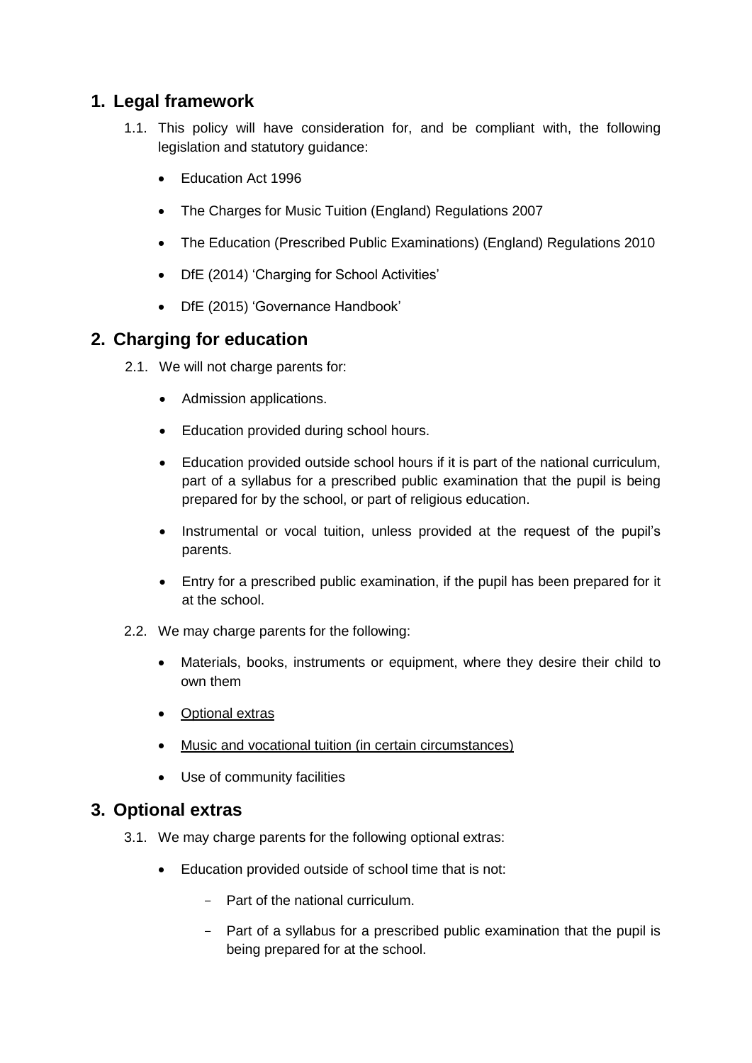## 1. Legal framework

1.1. This policy will have consideration for, and be compliant with, the following legislation and statutory guidance:

- Education Act 1996
- The Charges for Music Tuition (England) Regulations 2007
- The Education (Prescribed Public Examinations) (England) Regulations 2010
- DfE (2014) 'Charging for School Activities'
- DfE (2015) 'Governance Handbook'

## 2. Charging for education

2.1. We will not charge parents for:

- Admission applications.
- Education provided during school hours.
- Education provided outside school hours if it is part of the national curriculum, part of a syllabus for a prescribed public examination that the pupil is being prepared for by the school, or part of religious education.
- Instrumental or vocal tuition, unless provided at the request of the pupil's parents.
- Entry for a prescribed public examination, if the pupil has been prepared for it at the school.

2.2. We may charge parents for the following:

- Materials, books, instruments or equipment, where they desire their child to own them
- Optional extras
- Music and vocational tuition (in certain circumstances)
- Use of community facilities

## 3. Optional extras

3.1. We may charge parents for the following optional extras:

- Education provided outside of school time that is not:
  - Part of the national curriculum.
  - Part of a syllabus for a prescribed public examination that the pupil is being prepared for at the school.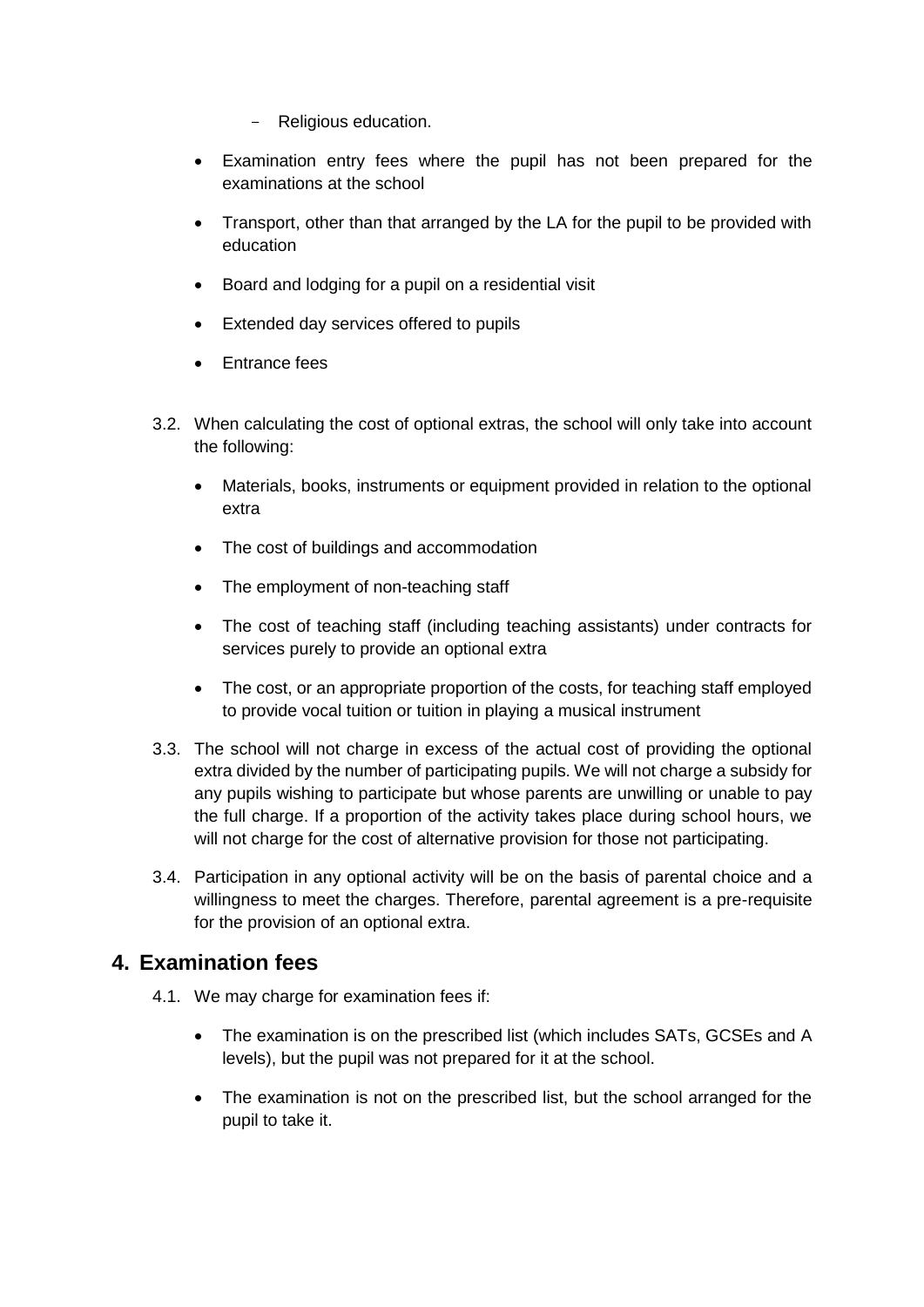- Religious education.

- Examination entry fees where the pupil has not been prepared for the examinations at the school
- Transport, other than that arranged by the LA for the pupil to be provided with education
- Board and lodging for a pupil on a residential visit
- Extended day services offered to pupils
- Entrance fees

3.2. When calculating the cost of optional extras, the school will only take into account the following:

- Materials, books, instruments or equipment provided in relation to the optional extra
- The cost of buildings and accommodation
- The employment of non-teaching staff
- The cost of teaching staff (including teaching assistants) under contracts for services purely to provide an optional extra
- The cost, or an appropriate proportion of the costs, for teaching staff employed to provide vocal tuition or tuition in playing a musical instrument

3.3. The school will not charge in excess of the actual cost of providing the optional extra divided by the number of participating pupils. We will not charge a subsidy for any pupils wishing to participate but whose parents are unwilling or unable to pay the full charge. If a proportion of the activity takes place during school hours, we will not charge for the cost of alternative provision for those not participating.

3.4. Participation in any optional activity will be on the basis of parental choice and a willingness to meet the charges. Therefore, parental agreement is a pre-requisite for the provision of an optional extra.

## 4. Examination fees

4.1. We may charge for examination fees if:

- The examination is on the prescribed list (which includes SATs, GCSEs and A levels), but the pupil was not prepared for it at the school.
- The examination is not on the prescribed list, but the school arranged for the pupil to take it.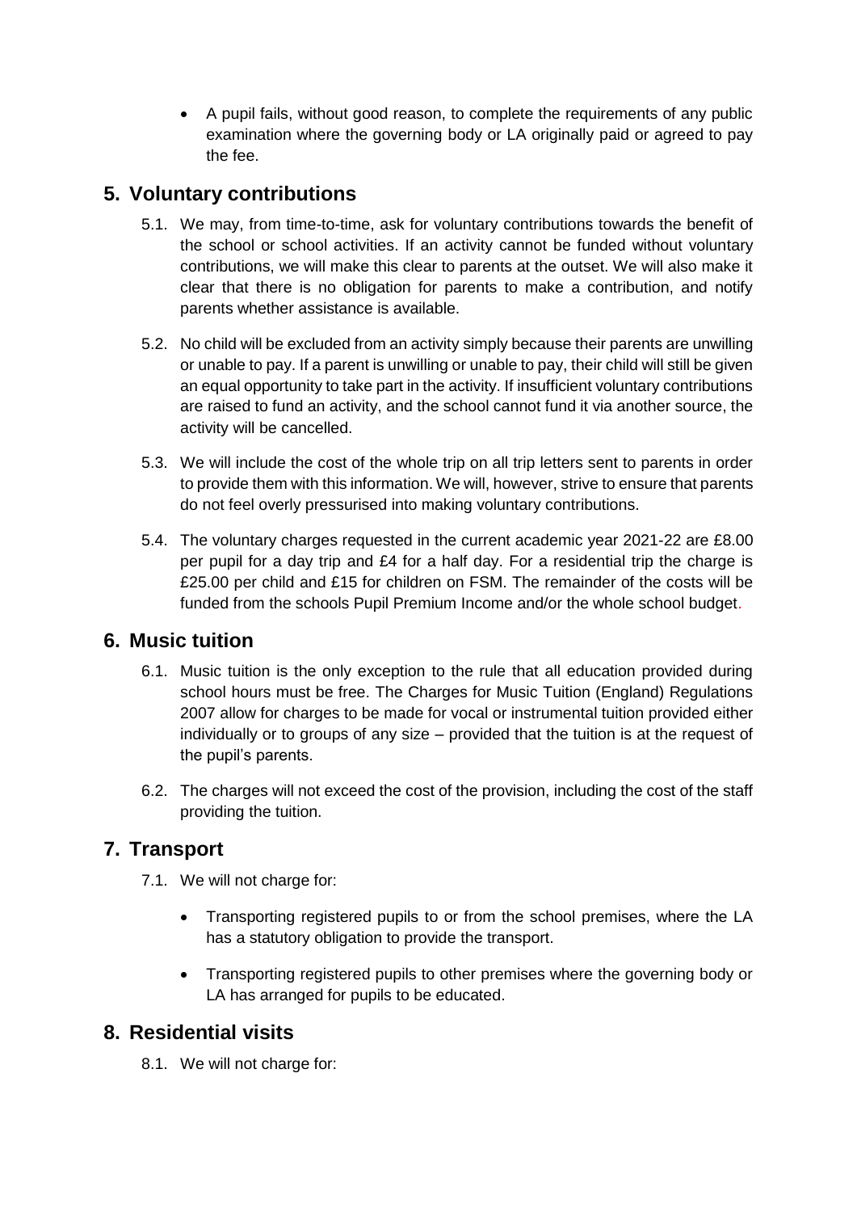- A pupil fails, without good reason, to complete the requirements of any public examination where the governing body or LA originally paid or agreed to pay the fee.

## 5. Voluntary contributions

5.1. We may, from time-to-time, ask for voluntary contributions towards the benefit of the school or school activities. If an activity cannot be funded without voluntary contributions, we will make this clear to parents at the outset. We will also make it clear that there is no obligation for parents to make a contribution, and notify parents whether assistance is available.

5.2. No child will be excluded from an activity simply because their parents are unwilling or unable to pay. If a parent is unwilling or unable to pay, their child will still be given an equal opportunity to take part in the activity. If insufficient voluntary contributions are raised to fund an activity, and the school cannot fund it via another source, the activity will be cancelled.

5.3. We will include the cost of the whole trip on all trip letters sent to parents in order to provide them with this information. We will, however, strive to ensure that parents do not feel overly pressurised into making voluntary contributions.

5.4. The voluntary charges requested in the current academic year 2021-22 are £8.00 per pupil for a day trip and £4 for a half day. For a residential trip the charge is £25.00 per child and £15 for children on FSM. The remainder of the costs will be funded from the schools Pupil Premium Income and/or the whole school budget.

## 6. Music tuition

6.1. Music tuition is the only exception to the rule that all education provided during school hours must be free. The Charges for Music Tuition (England) Regulations 2007 allow for charges to be made for vocal or instrumental tuition provided either individually or to groups of any size – provided that the tuition is at the request of the pupil's parents.

6.2. The charges will not exceed the cost of the provision, including the cost of the staff providing the tuition.

## 7. Transport

7.1. We will not charge for:

- Transporting registered pupils to or from the school premises, where the LA has a statutory obligation to provide the transport.
- Transporting registered pupils to other premises where the governing body or LA has arranged for pupils to be educated.

## 8. Residential visits

8.1. We will not charge for: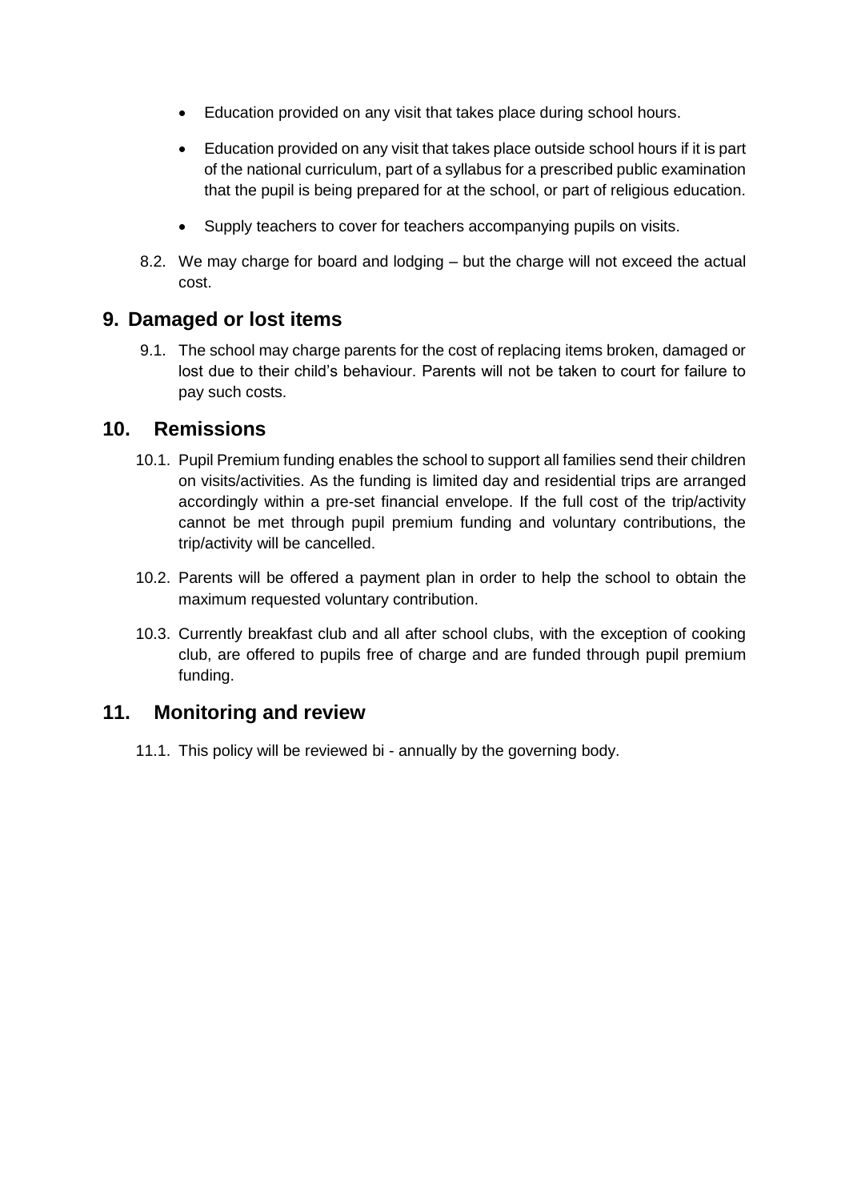- Education provided on any visit that takes place during school hours.
- Education provided on any visit that takes place outside school hours if it is part of the national curriculum, part of a syllabus for a prescribed public examination that the pupil is being prepared for at the school, or part of religious education.
- Supply teachers to cover for teachers accompanying pupils on visits.

8.2. We may charge for board and lodging – but the charge will not exceed the actual cost.

## 9. Damaged or lost items

9.1. The school may charge parents for the cost of replacing items broken, damaged or lost due to their child's behaviour. Parents will not be taken to court for failure to pay such costs.

## 10. Remissions

10.1. Pupil Premium funding enables the school to support all families send their children on visits/activities. As the funding is limited day and residential trips are arranged accordingly within a pre-set financial envelope. If the full cost of the trip/activity cannot be met through pupil premium funding and voluntary contributions, the trip/activity will be cancelled.

10.2. Parents will be offered a payment plan in order to help the school to obtain the maximum requested voluntary contribution.

10.3. Currently breakfast club and all after school clubs, with the exception of cooking club, are offered to pupils free of charge and are funded through pupil premium funding.

## 11. Monitoring and review

11.1. This policy will be reviewed bi - annually by the governing body.